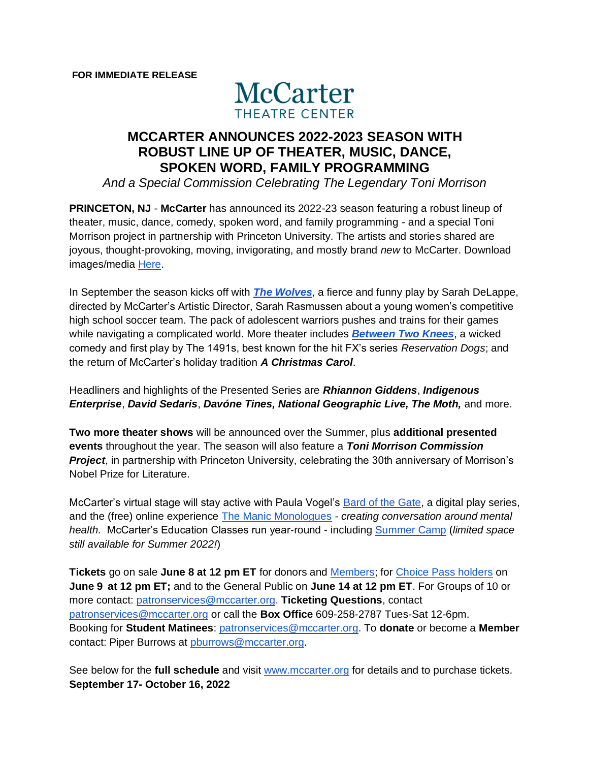**FOR IMMEDIATE RELEASE**

McCarter
THEATRE CENTER

# MCCARTER ANNOUNCES 2022-2023 SEASON WITH ROBUST LINE UP OF THEATER, MUSIC, DANCE, SPOKEN WORD, FAMILY PROGRAMMING

*And a Special Commission Celebrating The Legendary Toni Morrison*

**PRINCETON, NJ** - **McCarter** has announced its 2022-23 season featuring a robust lineup of theater, music, dance, comedy, spoken word, and family programming - and a special Toni Morrison project in partnership with Princeton University. The artists and stories shared are joyous, thought-provoking, moving, invigorating, and mostly brand *new* to McCarter. Download images/media Here.

In September the season kicks off with ***The Wolves**,* a fierce and funny play by Sarah DeLappe, directed by McCarter's Artistic Director, Sarah Rasmussen about a young women's competitive high school soccer team. The pack of adolescent warriors pushes and trains for their games while navigating a complicated world. More theater includes ***Between Two Knees***, a wicked comedy and first play by The 1491s, best known for the hit FX's series *Reservation Dogs*; and the return of McCarter's holiday tradition ***A Christmas Carol***.

Headliners and highlights of the Presented Series are ***Rhiannon Giddens***, ***Indigenous Enterprise***, ***David Sedaris***, ***Davóne Tines, National Geographic Live, The Moth,*** and more.

**Two more theater shows** will be announced over the Summer, plus **additional presented events** throughout the year. The season will also feature a ***Toni Morrison Commission Project***, in partnership with Princeton University, celebrating the 30th anniversary of Morrison's Nobel Prize for Literature.

McCarter's virtual stage will stay active with Paula Vogel's Bard of the Gate, a digital play series, and the (free) online experience The Manic Monologues - *creating conversation around mental health.* McCarter's Education Classes run year-round - including Summer Camp (*limited space still available for Summer 2022!*)

**Tickets** go on sale **June 8 at 12 pm ET** for donors and Members; for Choice Pass holders on **June 9 at 12 pm ET;** and to the General Public on **June 14 at 12 pm ET**. For Groups of 10 or more contact: patronservices@mccarter.org. **Ticketing Questions**, contact patronservices@mccarter.org or call the **Box Office** 609-258-2787 Tues-Sat 12-6pm. Booking for **Student Matinees**: patronservices@mccarter.org. To **donate** or become a **Member** contact: Piper Burrows at pburrows@mccarter.org.

See below for the **full schedule** and visit www.mccarter.org for details and to purchase tickets.

**September 17- October 16, 2022**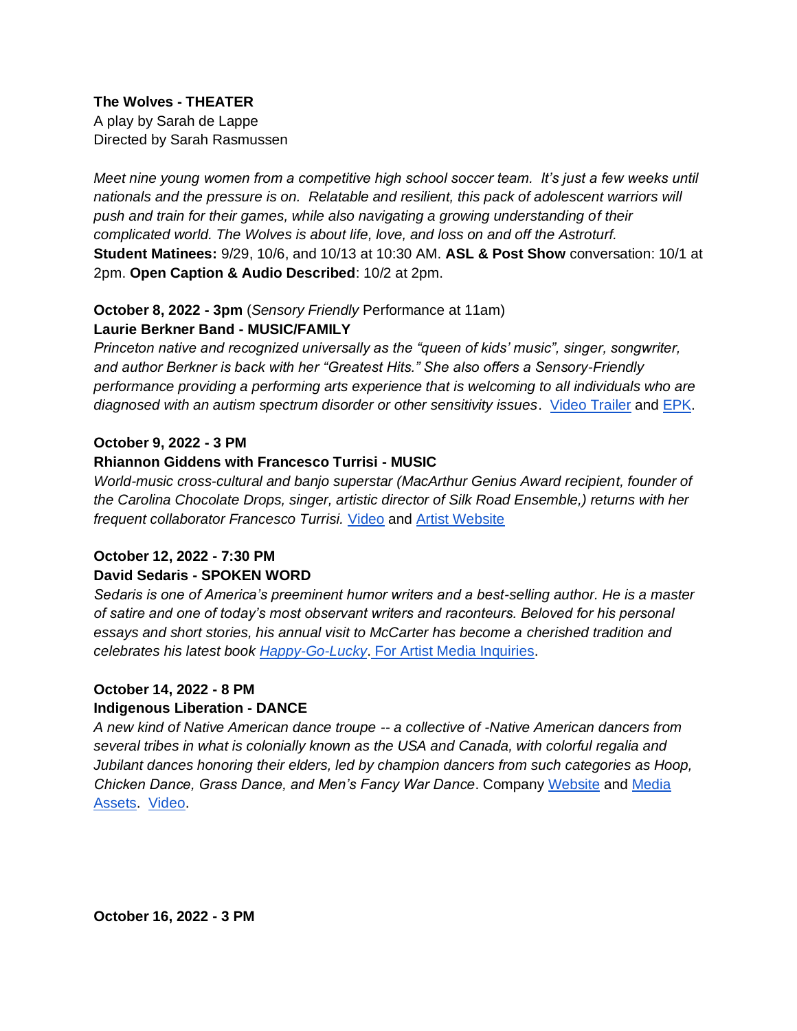**The Wolves - THEATER**
A play by Sarah de Lappe
Directed by Sarah Rasmussen

*Meet nine young women from a competitive high school soccer team. It's just a few weeks until nationals and the pressure is on. Relatable and resilient, this pack of adolescent warriors will push and train for their games, while also navigating a growing understanding of their complicated world. The Wolves is about life, love, and loss on and off the Astroturf.*
**Student Matinees:** 9/29, 10/6, and 10/13 at 10:30 AM. **ASL & Post Show** conversation: 10/1 at 2pm. **Open Caption & Audio Described**: 10/2 at 2pm.

**October 8, 2022 - 3pm** (*Sensory Friendly* Performance at 11am)
**Laurie Berkner Band - MUSIC/FAMILY**
*Princeton native and recognized universally as the "queen of kids' music", singer, songwriter, and author Berkner is back with her "Greatest Hits." She also offers a Sensory-Friendly performance providing a performing arts experience that is welcoming to all individuals who are diagnosed with an autism spectrum disorder or other sensitivity issues*. Video Trailer and EPK.

**October 9, 2022 - 3 PM**
**Rhiannon Giddens with Francesco Turrisi - MUSIC**
*World-music cross-cultural and banjo superstar (MacArthur Genius Award recipient, founder of the Carolina Chocolate Drops, singer, artistic director of Silk Road Ensemble,) returns with her frequent collaborator Francesco Turrisi.* Video and Artist Website

**October 12, 2022 - 7:30 PM**
**David Sedaris - SPOKEN WORD**
*Sedaris is one of America's preeminent humor writers and a best-selling author. He is a master of satire and one of today's most observant writers and raconteurs. Beloved for his personal essays and short stories, his annual visit to McCarter has become a cherished tradition and celebrates his latest book Happy-Go-Lucky*. For Artist Media Inquiries.

**October 14, 2022 - 8 PM**
**Indigenous Liberation - DANCE**
*A new kind of Native American dance troupe -- a collective of -Native American dancers from several tribes in what is colonially known as the USA and Canada, with colorful regalia and Jubilant dances honoring their elders, led by champion dancers from such categories as Hoop, Chicken Dance, Grass Dance, and Men's Fancy War Dance*. Company Website and Media Assets. Video.

**October 16, 2022 - 3 PM**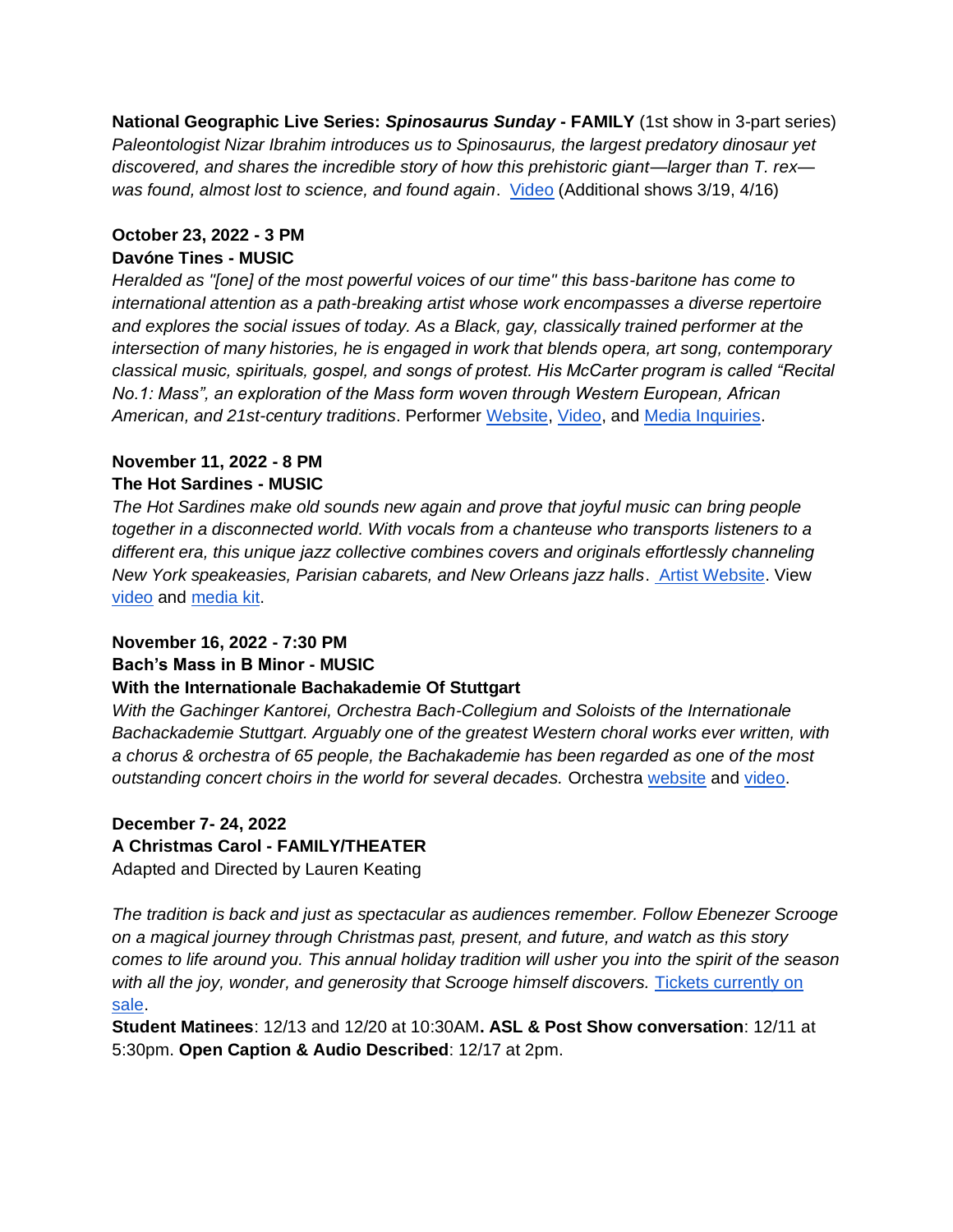**National Geographic Live Series: *Spinosaurus Sunday* - FAMILY** (1st show in 3-part series)
*Paleontologist Nizar Ibrahim introduces us to Spinosaurus, the largest predatory dinosaur yet discovered, and shares the incredible story of how this prehistoric giant—larger than T. rex—was found, almost lost to science, and found again*. Video (Additional shows 3/19, 4/16)

**October 23, 2022 - 3 PM**
**Davóne Tines - MUSIC**
*Heralded as "[one] of the most powerful voices of our time" this bass-baritone has come to international attention as a path-breaking artist whose work encompasses a diverse repertoire and explores the social issues of today. As a Black, gay, classically trained performer at the intersection of many histories, he is engaged in work that blends opera, art song, contemporary classical music, spirituals, gospel, and songs of protest. His McCarter program is called "Recital No.1: Mass", an exploration of the Mass form woven through Western European, African American, and 21st-century traditions*. Performer Website, Video, and Media Inquiries.

**November 11, 2022 - 8 PM**
**The Hot Sardines - MUSIC**
*The Hot Sardines make old sounds new again and prove that joyful music can bring people together in a disconnected world. With vocals from a chanteuse who transports listeners to a different era, this unique jazz collective combines covers and originals effortlessly channeling New York speakeasies, Parisian cabarets, and New Orleans jazz halls*. Artist Website. View video and media kit.

**November 16, 2022 - 7:30 PM**
**Bach's Mass in B Minor - MUSIC**
**With the Internationale Bachakademie Of Stuttgart**
*With the Gachinger Kantorei, Orchestra Bach-Collegium and Soloists of the Internationale Bachackademie Stuttgart. Arguably one of the greatest Western choral works ever written, with a chorus & orchestra of 65 people, the Bachakademie has been regarded as one of the most outstanding concert choirs in the world for several decades.* Orchestra website and video.

**December 7- 24, 2022**
**A Christmas Carol - FAMILY/THEATER**
Adapted and Directed by Lauren Keating

*The tradition is back and just as spectacular as audiences remember. Follow Ebenezer Scrooge on a magical journey through Christmas past, present, and future, and watch as this story comes to life around you. This annual holiday tradition will usher you into the spirit of the season with all the joy, wonder, and generosity that Scrooge himself discovers.* Tickets currently on sale.
**Student Matinees**: 12/13 and 12/20 at 10:30AM**. ASL & Post Show conversation**: 12/11 at 5:30pm. **Open Caption & Audio Described**: 12/17 at 2pm.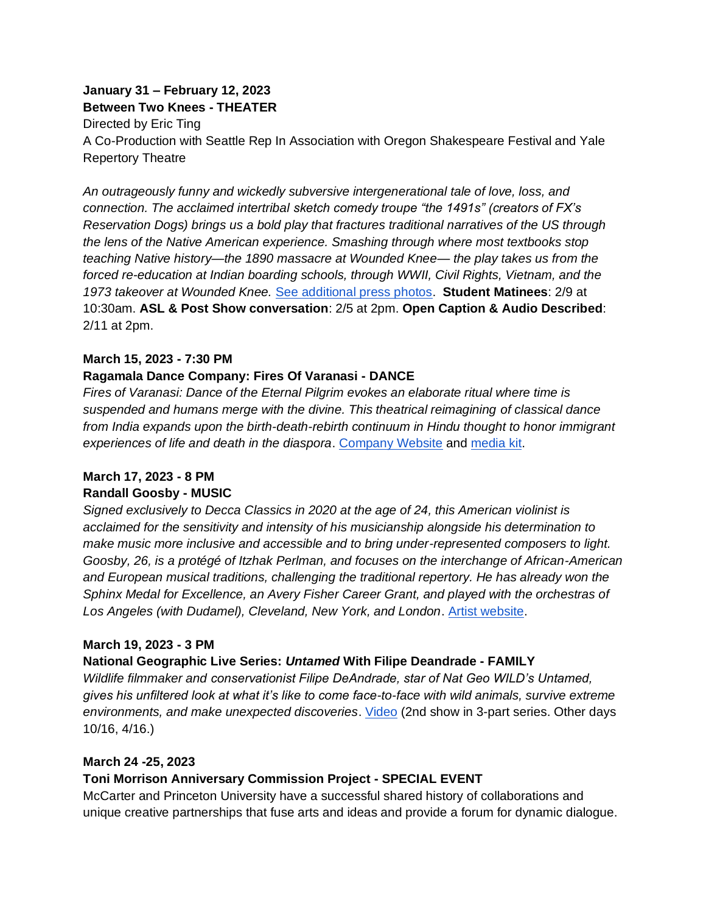**January 31 – February 12, 2023**
**Between Two Knees - THEATER**
Directed by Eric Ting
A Co-Production with Seattle Rep In Association with Oregon Shakespeare Festival and Yale Repertory Theatre

*An outrageously funny and wickedly subversive intergenerational tale of love, loss, and connection. The acclaimed intertribal sketch comedy troupe "the 1491s" (creators of FX's Reservation Dogs) brings us a bold play that fractures traditional narratives of the US through the lens of the Native American experience. Smashing through where most textbooks stop teaching Native history—the 1890 massacre at Wounded Knee— the play takes us from the forced re-education at Indian boarding schools, through WWII, Civil Rights, Vietnam, and the 1973 takeover at Wounded Knee.* See additional press photos. **Student Matinees**: 2/9 at 10:30am. **ASL & Post Show conversation**: 2/5 at 2pm. **Open Caption & Audio Described**: 2/11 at 2pm.

**March 15, 2023 - 7:30 PM**
**Ragamala Dance Company: Fires Of Varanasi - DANCE**
*Fires of Varanasi: Dance of the Eternal Pilgrim evokes an elaborate ritual where time is suspended and humans merge with the divine. This theatrical reimagining of classical dance from India expands upon the birth-death-rebirth continuum in Hindu thought to honor immigrant experiences of life and death in the diaspora*. Company Website and media kit.

**March 17, 2023 - 8 PM**
**Randall Goosby - MUSIC**
*Signed exclusively to Decca Classics in 2020 at the age of 24, this American violinist is acclaimed for the sensitivity and intensity of his musicianship alongside his determination to make music more inclusive and accessible and to bring under-represented composers to light. Goosby, 26, is a protégé of Itzhak Perlman, and focuses on the interchange of African-American and European musical traditions, challenging the traditional repertory. He has already won the Sphinx Medal for Excellence, an Avery Fisher Career Grant, and played with the orchestras of Los Angeles (with Dudamel), Cleveland, New York, and London*. Artist website.

**March 19, 2023 - 3 PM**
**National Geographic Live Series: *Untamed* With Filipe Deandrade - FAMILY**
*Wildlife filmmaker and conservationist Filipe DeAndrade, star of Nat Geo WILD's Untamed, gives his unfiltered look at what it's like to come face-to-face with wild animals, survive extreme environments, and make unexpected discoveries*. Video (2nd show in 3-part series. Other days 10/16, 4/16.)

**March 24 -25, 2023**
**Toni Morrison Anniversary Commission Project - SPECIAL EVENT**
McCarter and Princeton University have a successful shared history of collaborations and unique creative partnerships that fuse arts and ideas and provide a forum for dynamic dialogue.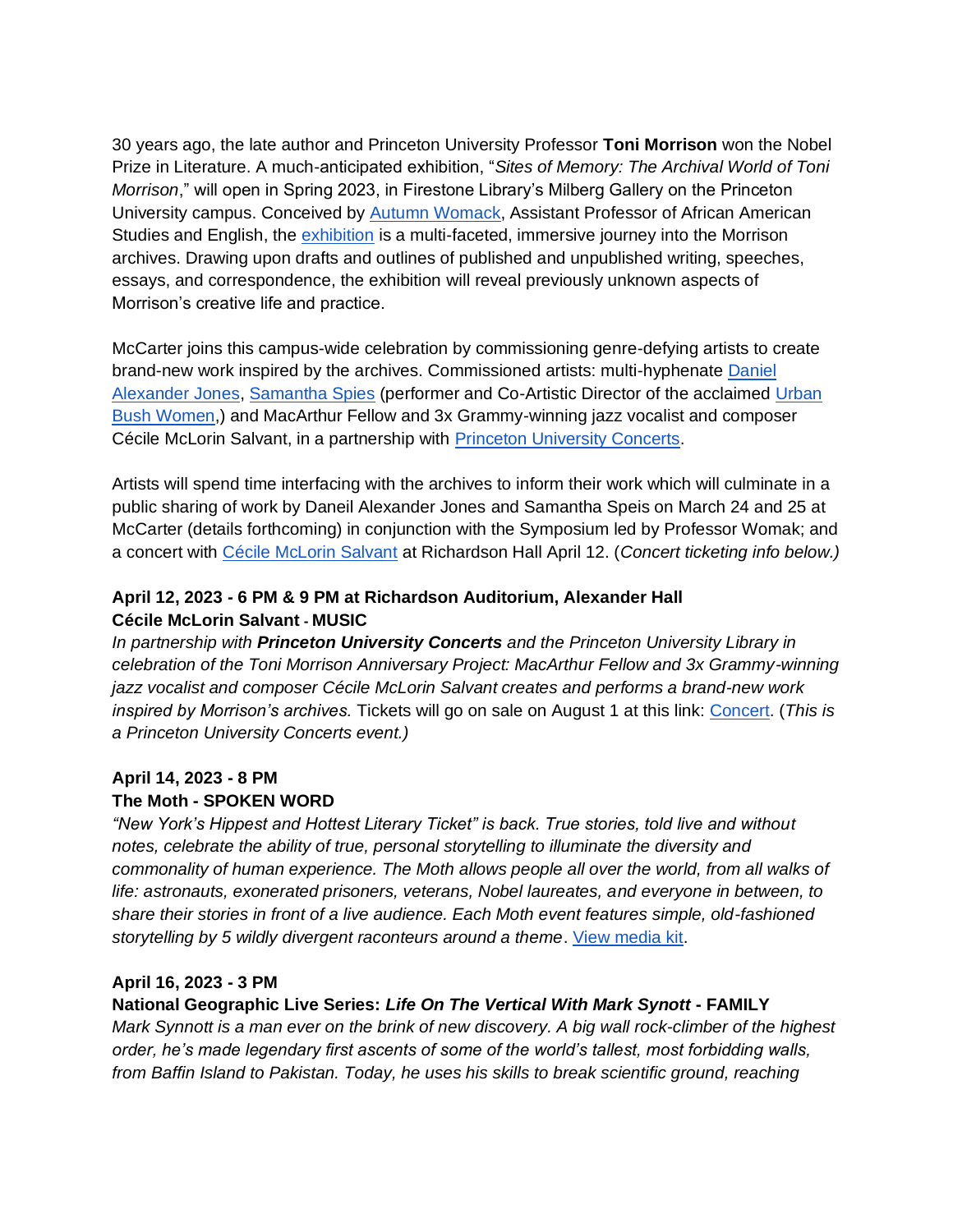30 years ago, the late author and Princeton University Professor **Toni Morrison** won the Nobel Prize in Literature. A much-anticipated exhibition, "*Sites of Memory: The Archival World of Toni Morrison*," will open in Spring 2023, in Firestone Library's Milberg Gallery on the Princeton University campus. Conceived by [Autumn Womack](), Assistant Professor of African American Studies and English, the [exhibition]() is a multi-faceted, immersive journey into the Morrison archives. Drawing upon drafts and outlines of published and unpublished writing, speeches, essays, and correspondence, the exhibition will reveal previously unknown aspects of Morrison's creative life and practice.

McCarter joins this campus-wide celebration by commissioning genre-defying artists to create brand-new work inspired by the archives. Commissioned artists: multi-hyphenate [Daniel Alexander Jones](), [Samantha Spies]() (performer and Co-Artistic Director of the acclaimed [Urban Bush Women](),) and MacArthur Fellow and 3x Grammy-winning jazz vocalist and composer Cécile McLorin Salvant, in a partnership with [Princeton University Concerts]().

Artists will spend time interfacing with the archives to inform their work which will culminate in a public sharing of work by Daneil Alexander Jones and Samantha Speis on March 24 and 25 at McCarter (details forthcoming) in conjunction with the Symposium led by Professor Womak; and a concert with [Cécile McLorin Salvant]() at Richardson Hall April 12. (*Concert ticketing info below.)*

**April 12, 2023 - 6 PM & 9 PM at Richardson Auditorium, Alexander Hall**
**Cécile McLorin Salvant - MUSIC**

*In partnership with **Princeton University Concerts** and the Princeton University Library in celebration of the Toni Morrison Anniversary Project: MacArthur Fellow and 3x Grammy-winning jazz vocalist and composer Cécile McLorin Salvant creates and performs a brand-new work inspired by Morrison's archives.* Tickets will go on sale on August 1 at this link: [Concert](). (*This is a Princeton University Concerts event.)*

**April 14, 2023 - 8 PM**
**The Moth - SPOKEN WORD**

*"New York's Hippest and Hottest Literary Ticket" is back. True stories, told live and without notes, celebrate the ability of true, personal storytelling to illuminate the diversity and commonality of human experience. The Moth allows people all over the world, from all walks of life: astronauts, exonerated prisoners, veterans, Nobel laureates, and everyone in between, to share their stories in front of a live audience. Each Moth event features simple, old-fashioned storytelling by 5 wildly divergent raconteurs around a theme*. [View media kit]().

**April 16, 2023 - 3 PM**
**National Geographic Live Series: *Life On The Vertical With Mark Synott* - FAMILY**

*Mark Synnott is a man ever on the brink of new discovery. A big wall rock-climber of the highest order, he's made legendary first ascents of some of the world's tallest, most forbidding walls, from Baffin Island to Pakistan. Today, he uses his skills to break scientific ground, reaching*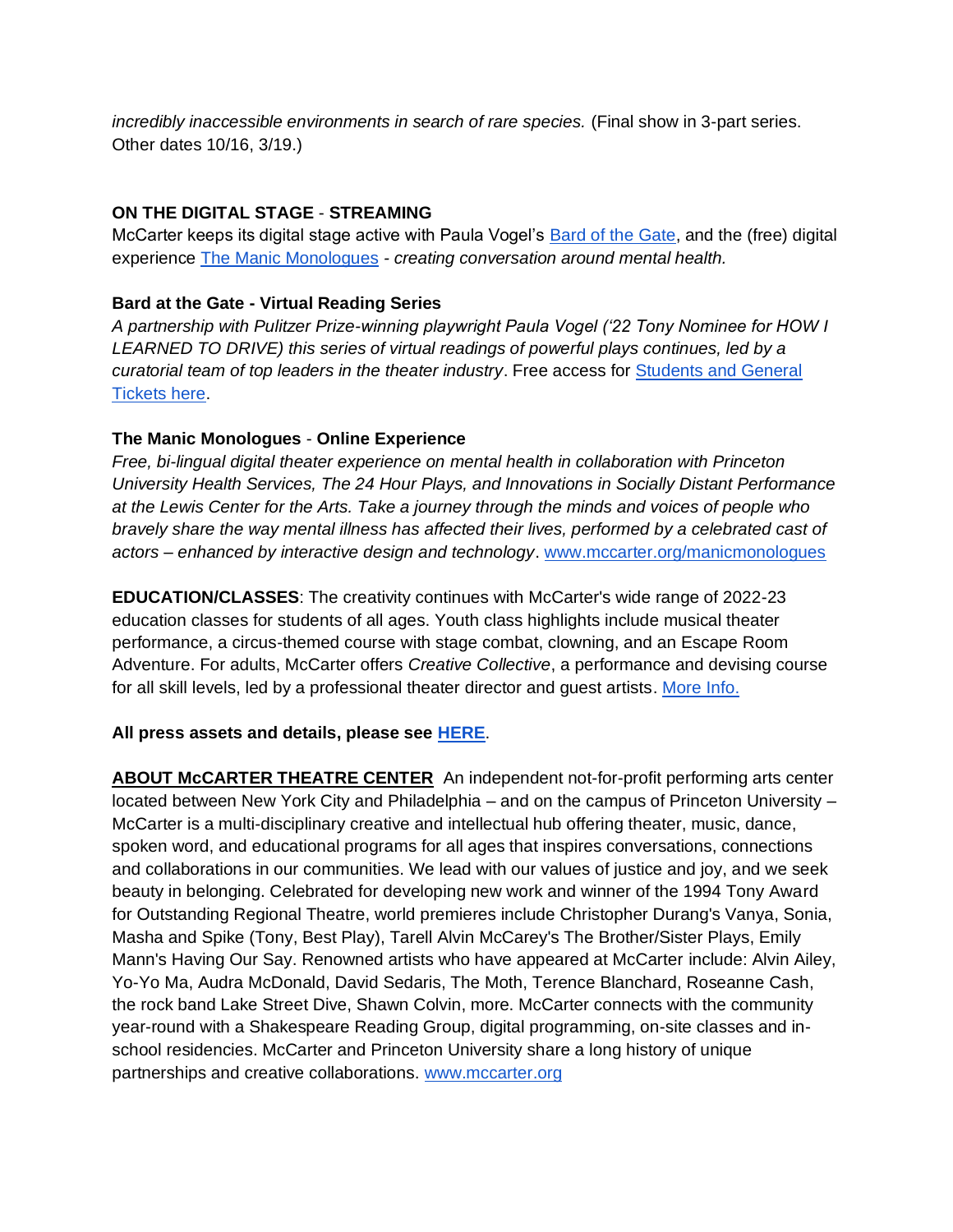*incredibly inaccessible environments in search of rare species.* (Final show in 3-part series. Other dates 10/16, 3/19.)

**ON THE DIGITAL STAGE** - **STREAMING**
McCarter keeps its digital stage active with Paula Vogel's [Bard of the Gate](), and the (free) digital experience [The Manic Monologues]() - *creating conversation around mental health.*

**Bard at the Gate - Virtual Reading Series**
*A partnership with Pulitzer Prize-winning playwright Paula Vogel ('22 Tony Nominee for HOW I LEARNED TO DRIVE) this series of virtual readings of powerful plays continues, led by a curatorial team of top leaders in the theater industry*. Free access for [Students and General Tickets here]().

**The Manic Monologues** - **Online Experience**
*Free, bi-lingual digital theater experience on mental health in collaboration with Princeton University Health Services, The 24 Hour Plays, and Innovations in Socially Distant Performance at the Lewis Center for the Arts. Take a journey through the minds and voices of people who bravely share the way mental illness has affected their lives, performed by a celebrated cast of actors – enhanced by interactive design and technology*. [www.mccarter.org/manicmonologues]()

**EDUCATION/CLASSES**: The creativity continues with McCarter's wide range of 2022-23 education classes for students of all ages. Youth class highlights include musical theater performance, a circus-themed course with stage combat, clowning, and an Escape Room Adventure. For adults, McCarter offers *Creative Collective*, a performance and devising course for all skill levels, led by a professional theater director and guest artists. [More Info.]()

**All press assets and details, please see [HERE]().**

**ABOUT McCARTER THEATRE CENTER** An independent not-for-profit performing arts center located between New York City and Philadelphia – and on the campus of Princeton University – McCarter is a multi-disciplinary creative and intellectual hub offering theater, music, dance, spoken word, and educational programs for all ages that inspires conversations, connections and collaborations in our communities. We lead with our values of justice and joy, and we seek beauty in belonging. Celebrated for developing new work and winner of the 1994 Tony Award for Outstanding Regional Theatre, world premieres include Christopher Durang's Vanya, Sonia, Masha and Spike (Tony, Best Play), Tarell Alvin McCarey's The Brother/Sister Plays, Emily Mann's Having Our Say. Renowned artists who have appeared at McCarter include: Alvin Ailey, Yo-Yo Ma, Audra McDonald, David Sedaris, The Moth, Terence Blanchard, Roseanne Cash, the rock band Lake Street Dive, Shawn Colvin, more. McCarter connects with the community year-round with a Shakespeare Reading Group, digital programming, on-site classes and in-school residencies. McCarter and Princeton University share a long history of unique partnerships and creative collaborations. [www.mccarter.org]()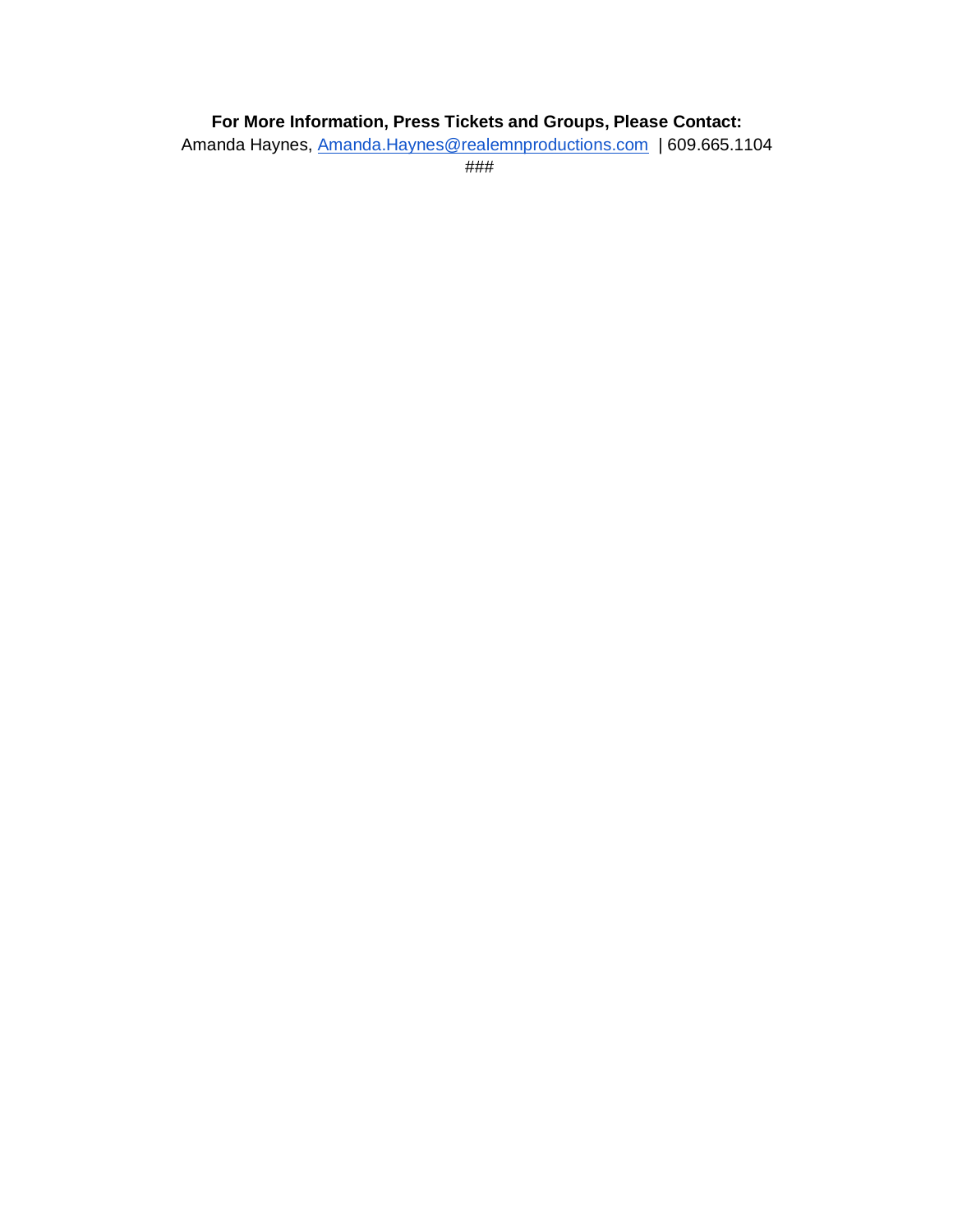**For More Information, Press Tickets and Groups, Please Contact:**

Amanda Haynes, [Amanda.Haynes@realemnproductions.com](mailto:Amanda.Haynes@realemnproductions.com) | 609.665.1104

###